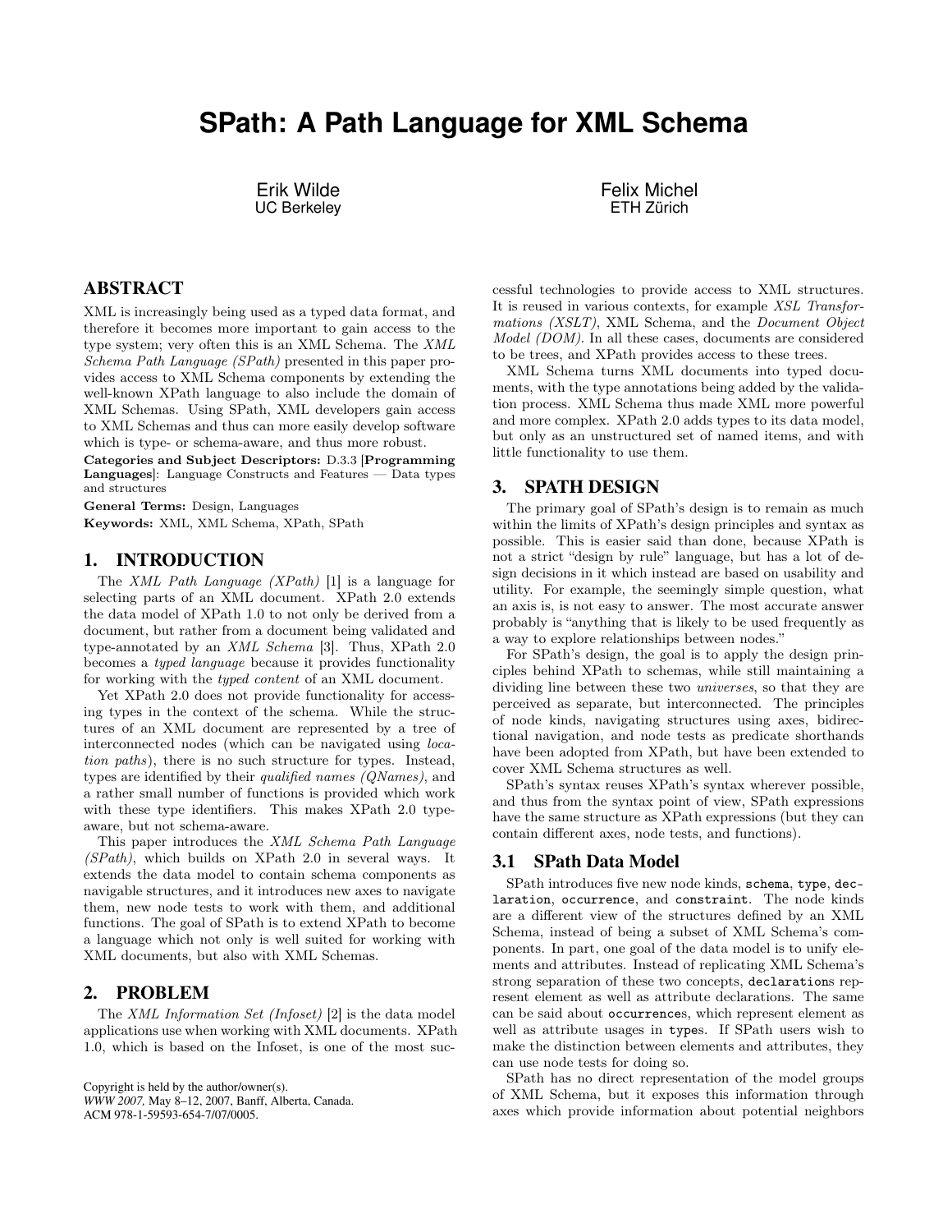# SPath: A Path Language for XML Schema

Erik Wilde
UC Berkeley

Felix Michel
ETH Zürich

## ABSTRACT

XML is increasingly being used as a typed data format, and therefore it becomes more important to gain access to the type system; very often this is an XML Schema. The *XML Schema Path Language (SPath)* presented in this paper provides access to XML Schema components by extending the well-known XPath language to also include the domain of XML Schemas. Using SPath, XML developers gain access to XML Schemas and thus can more easily develop software which is type- or schema-aware, and thus more robust.

**Categories and Subject Descriptors:** D.3.3 [**Programming Languages**]: Language Constructs and Features — Data types and structures

**General Terms:** Design, Languages

**Keywords:** XML, XML Schema, XPath, SPath

## 1. INTRODUCTION

The *XML Path Language (XPath)* [1] is a language for selecting parts of an XML document. XPath 2.0 extends the data model of XPath 1.0 to not only be derived from a document, but rather from a document being validated and type-annotated by an *XML Schema* [3]. Thus, XPath 2.0 becomes a *typed language* because it provides functionality for working with the *typed content* of an XML document.

Yet XPath 2.0 does not provide functionality for accessing types in the context of the schema. While the structures of an XML document are represented by a tree of interconnected nodes (which can be navigated using *location paths*), there is no such structure for types. Instead, types are identified by their *qualified names (QNames)*, and a rather small number of functions is provided which work with these type identifiers. This makes XPath 2.0 type-aware, but not schema-aware.

This paper introduces the *XML Schema Path Language (SPath)*, which builds on XPath 2.0 in several ways. It extends the data model to contain schema components as navigable structures, and it introduces new axes to navigate them, new node tests to work with them, and additional functions. The goal of SPath is to extend XPath to become a language which not only is well suited for working with XML documents, but also with XML Schemas.

## 2. PROBLEM

The *XML Information Set (Infoset)* [2] is the data model applications use when working with XML documents. XPath 1.0, which is based on the Infoset, is one of the most successful technologies to provide access to XML structures. It is reused in various contexts, for example *XSL Transformations (XSLT)*, XML Schema, and the *Document Object Model (DOM)*. In all these cases, documents are considered to be trees, and XPath provides access to these trees.

XML Schema turns XML documents into typed documents, with the type annotations being added by the validation process. XML Schema thus made XML more powerful and more complex. XPath 2.0 adds types to its data model, but only as an unstructured set of named items, and with little functionality to use them.

## 3. SPATH DESIGN

The primary goal of SPath's design is to remain as much within the limits of XPath's design principles and syntax as possible. This is easier said than done, because XPath is not a strict "design by rule" language, but has a lot of design decisions in it which instead are based on usability and utility. For example, the seemingly simple question, what an axis is, is not easy to answer. The most accurate answer probably is "anything that is likely to be used frequently as a way to explore relationships between nodes."

For SPath's design, the goal is to apply the design principles behind XPath to schemas, while still maintaining a dividing line between these two *universes*, so that they are perceived as separate, but interconnected. The principles of node kinds, navigating structures using axes, bidirectional navigation, and node tests as predicate shorthands have been adopted from XPath, but have been extended to cover XML Schema structures as well.

SPath's syntax reuses XPath's syntax wherever possible, and thus from the syntax point of view, SPath expressions have the same structure as XPath expressions (but they can contain different axes, node tests, and functions).

### 3.1 SPath Data Model

SPath introduces five new node kinds, `schema`, `type`, `declaration`, `occurrence`, and `constraint`. The node kinds are a different view of the structures defined by an XML Schema, instead of being a subset of XML Schema's components. In part, one goal of the data model is to unify elements and attributes. Instead of replicating XML Schema's strong separation of these two concepts, `declaration`s represent element as well as attribute declarations. The same can be said about `occurrence`s, which represent element as well as attribute usages in `type`s. If SPath users wish to make the distinction between elements and attributes, they can use node tests for doing so.

SPath has no direct representation of the model groups of XML Schema, but it exposes this information through axes which provide information about potential neighbors

Copyright is held by the author/owner(s).
*WWW 2007*, May 8–12, 2007, Banff, Alberta, Canada.
ACM 978-1-59593-654-7/07/0005.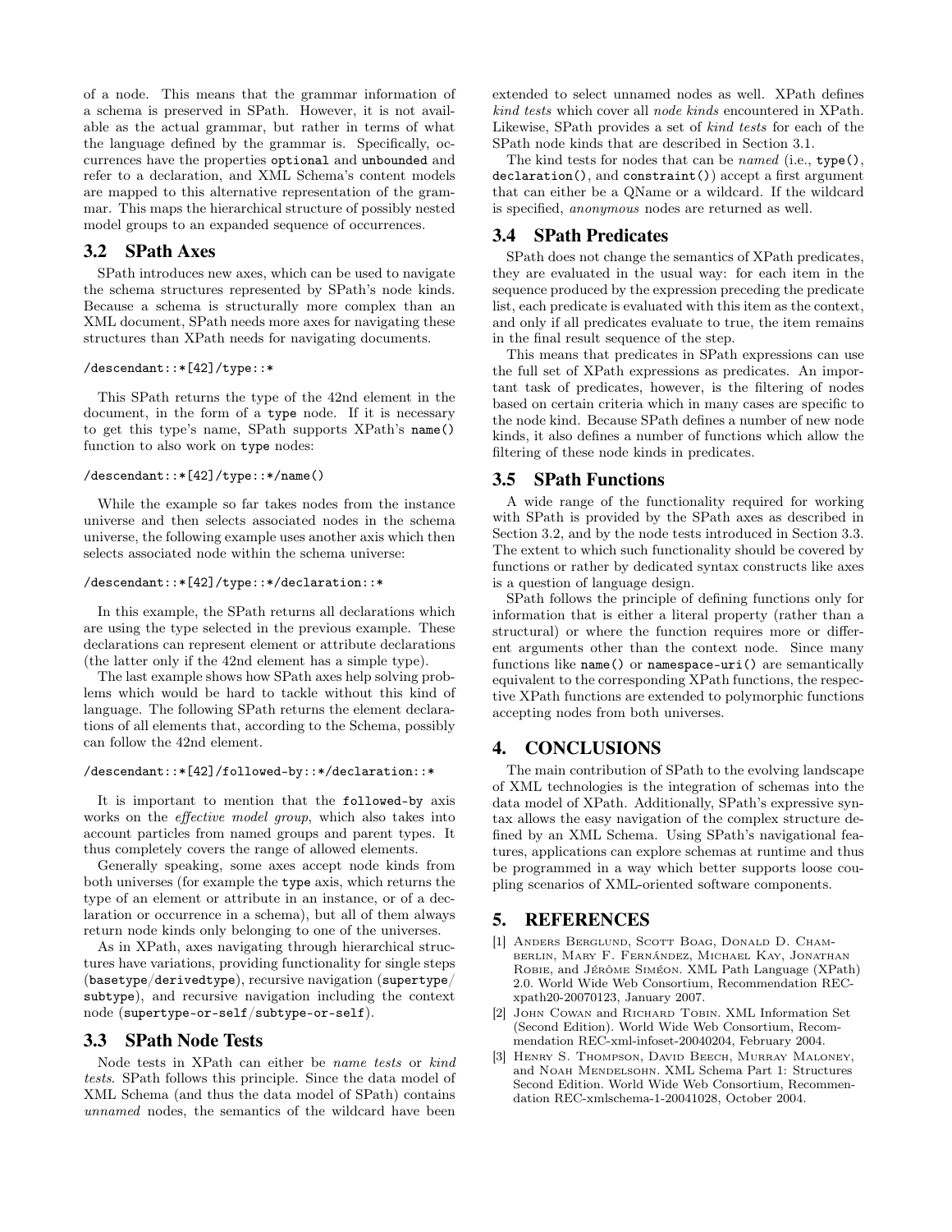of a node. This means that the grammar information of a schema is preserved in SPath. However, it is not available as the actual grammar, but rather in terms of what the language defined by the grammar is. Specifically, occurrences have the properties `optional` and `unbounded` and refer to a declaration, and XML Schema's content models are mapped to this alternative representation of the grammar. This maps the hierarchical structure of possibly nested model groups to an expanded sequence of occurrences.

### 3.2 SPath Axes

SPath introduces new axes, which can be used to navigate the schema structures represented by SPath's node kinds. Because a schema is structurally more complex than an XML document, SPath needs more axes for navigating these structures than XPath needs for navigating documents.

```
/descendant::*[42]/type::*
```

This SPath returns the type of the 42nd element in the document, in the form of a `type` node. If it is necessary to get this type's name, SPath supports XPath's `name()` function to also work on `type` nodes:

```
/descendant::*[42]/type::*/name()
```

While the example so far takes nodes from the instance universe and then selects associated nodes in the schema universe, the following example uses another axis which then selects associated node within the schema universe:

```
/descendant::*[42]/type::*/declaration::*
```

In this example, the SPath returns all declarations which are using the type selected in the previous example. These declarations can represent element or attribute declarations (the latter only if the 42nd element has a simple type).

The last example shows how SPath axes help solving problems which would be hard to tackle without this kind of language. The following SPath returns the element declarations of all elements that, according to the Schema, possibly can follow the 42nd element.

```
/descendant::*[42]/followed-by::*/declaration::*
```

It is important to mention that the `followed-by` axis works on the *effective model group*, which also takes into account particles from named groups and parent types. It thus completely covers the range of allowed elements.

Generally speaking, some axes accept node kinds from both universes (for example the `type` axis, which returns the type of an element or attribute in an instance, or of a declaration or occurrence in a schema), but all of them always return node kinds only belonging to one of the universes.

As in XPath, axes navigating through hierarchical structures have variations, providing functionality for single steps (`basetype`/`derivedtype`), recursive navigation (`supertype`/`subtype`), and recursive navigation including the context node (`supertype-or-self`/`subtype-or-self`).

### 3.3 SPath Node Tests

Node tests in XPath can either be *name tests* or *kind tests*. SPath follows this principle. Since the data model of XML Schema (and thus the data model of SPath) contains *unnamed* nodes, the semantics of the wildcard have been extended to select unnamed nodes as well. XPath defines *kind tests* which cover all *node kinds* encountered in XPath. Likewise, SPath provides a set of *kind tests* for each of the SPath node kinds that are described in Section 3.1.

The kind tests for nodes that can be *named* (i.e., `type()`, `declaration()`, and `constraint()`) accept a first argument that can either be a QName or a wildcard. If the wildcard is specified, *anonymous* nodes are returned as well.

### 3.4 SPath Predicates

SPath does not change the semantics of XPath predicates, they are evaluated in the usual way: for each item in the sequence produced by the expression preceding the predicate list, each predicate is evaluated with this item as the context, and only if all predicates evaluate to true, the item remains in the final result sequence of the step.

This means that predicates in SPath expressions can use the full set of XPath expressions as predicates. An important task of predicates, however, is the filtering of nodes based on certain criteria which in many cases are specific to the node kind. Because SPath defines a number of new node kinds, it also defines a number of functions which allow the filtering of these node kinds in predicates.

### 3.5 SPath Functions

A wide range of the functionality required for working with SPath is provided by the SPath axes as described in Section 3.2, and by the node tests introduced in Section 3.3. The extent to which such functionality should be covered by functions or rather by dedicated syntax constructs like axes is a question of language design.

SPath follows the principle of defining functions only for information that is either a literal property (rather than a structural) or where the function requires more or different arguments other than the context node. Since many functions like `name()` or `namespace-uri()` are semantically equivalent to the corresponding XPath functions, the respective XPath functions are extended to polymorphic functions accepting nodes from both universes.

## 4. CONCLUSIONS

The main contribution of SPath to the evolving landscape of XML technologies is the integration of schemas into the data model of XPath. Additionally, SPath's expressive syntax allows the easy navigation of the complex structure defined by an XML Schema. Using SPath's navigational features, applications can explore schemas at runtime and thus be programmed in a way which better supports loose coupling scenarios of XML-oriented software components.

## 5. REFERENCES

[1] Anders Berglund, Scott Boag, Donald D. Chamberlin, Mary F. Fernández, Michael Kay, Jonathan Robie, and Jérôme Siméon. XML Path Language (XPath) 2.0. World Wide Web Consortium, Recommendation REC-xpath20-20070123, January 2007.

[2] John Cowan and Richard Tobin. XML Information Set (Second Edition). World Wide Web Consortium, Recommendation REC-xml-infoset-20040204, February 2004.

[3] Henry S. Thompson, David Beech, Murray Maloney, and Noah Mendelsohn. XML Schema Part 1: Structures Second Edition. World Wide Web Consortium, Recommendation REC-xmlschema-1-20041028, October 2004.